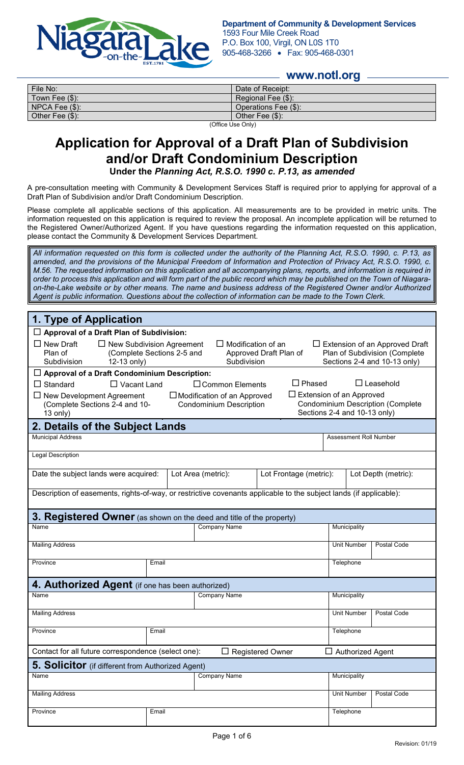**Department of Community & Development Services**
1593 Four Mile Creek Road
P.O. Box 100, Virgil, ON L0S 1T0
905-468-3266 • Fax: 905-468-0301

**www.notl.org**

| File No: | Date of Receipt: |
|---|---|
| Town Fee ($): | Regional Fee ($): |
| NPCA Fee ($): | Operations Fee ($): |
| Other Fee ($): | Other Fee ($): |

(Office Use Only)

# Application for Approval of a Draft Plan of Subdivision and/or Draft Condominium Description

**Under the *Planning Act, R.S.O. 1990 c. P.13, as amended***

A pre-consultation meeting with Community & Development Services Staff is required prior to applying for approval of a Draft Plan of Subdivision and/or Draft Condominium Description.

Please complete all applicable sections of this application. All measurements are to be provided in metric units. The information requested on this application is required to review the proposal. An incomplete application will be returned to the Registered Owner/Authorized Agent. If you have questions regarding the information requested on this application, please contact the Community & Development Services Department.

*All information requested on this form is collected under the authority of the Planning Act, R.S.O. 1990, c. P.13, as amended, and the provisions of the Municipal Freedom of Information and Protection of Privacy Act, R.S.O. 1990, c. M.56. The requested information on this application and all accompanying plans, reports, and information is required in order to process this application and will form part of the public record which may be published on the Town of Niagara-on-the-Lake website or by other means. The name and business address of the Registered Owner and/or Authorized Agent is public information. Questions about the collection of information can be made to the Town Clerk.*

## 1. Type of Application

☐ **Approval of a Draft Plan of Subdivision:**

- ☐ New Draft Plan of Subdivision
- ☐ New Subdivision Agreement (Complete Sections 2-5 and 12-13 only)
- ☐ Modification of an Approved Draft Plan of Subdivision
- ☐ Extension of an Approved Draft Plan of Subdivision (Complete Sections 2-4 and 10-13 only)

☐ **Approval of a Draft Condominium Description:**

- ☐ Standard
- ☐ Vacant Land
- ☐ Common Elements
- ☐ Phased
- ☐ Leasehold
- ☐ New Development Agreement (Complete Sections 2-4 and 10-13 only)
- ☐ Modification of an Approved Condominium Description
- ☐ Extension of an Approved Condominium Description (Complete Sections 2-4 and 10-13 only)

## 2. Details of the Subject Lands

| Municipal Address | | | Assessment Roll Number |
|---|---|---|---|
| Legal Description | | | |
| Date the subject lands were acquired: | Lot Area (metric): | Lot Frontage (metric): | Lot Depth (metric): |

Description of easements, rights-of-way, or restrictive covenants applicable to the subject lands (if applicable):

## 3. Registered Owner (as shown on the deed and title of the property)

| Name | | Company Name | Municipality | |
|---|---|---|---|---|
| Mailing Address | | | Unit Number | Postal Code |
| Province | Email | | Telephone | |

## 4. Authorized Agent (if one has been authorized)

| Name | | Company Name | Municipality | |
|---|---|---|---|---|
| Mailing Address | | | Unit Number | Postal Code |
| Province | Email | | Telephone | |

Contact for all future correspondence (select one): ☐ Registered Owner ☐ Authorized Agent

## 5. Solicitor (if different from Authorized Agent)

| Name | | Company Name | Municipality | |
|---|---|---|---|---|
| Mailing Address | | | Unit Number | Postal Code |
| Province | Email | | Telephone | |

Revision: 01/19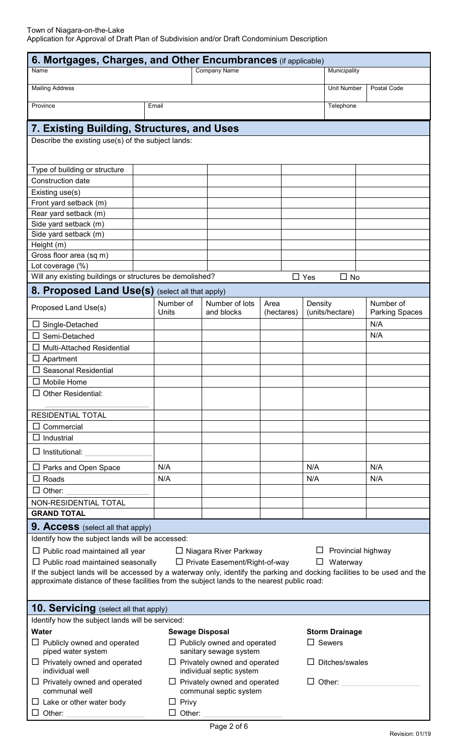## 6. Mortgages, Charges, and Other Encumbrances (if applicable)

| Name | Company Name | Municipality | |
|---|---|---|---|
| Mailing Address | | Unit Number | Postal Code |
| Province | Email | Telephone | |

## 7. Existing Building, Structures, and Uses

Describe the existing use(s) of the subject lands:

| Type of building or structure | | | | |
|---|---|---|---|---|
| Construction date | | | | |
| Existing use(s) | | | | |
| Front yard setback (m) | | | | |
| Rear yard setback (m) | | | | |
| Side yard setback (m) | | | | |
| Side yard setback (m) | | | | |
| Height (m) | | | | |
| Gross floor area (sq m) | | | | |
| Lot coverage (%) | | | | |

Will any existing buildings or structures be demolished? ☐ Yes ☐ No

## 8. Proposed Land Use(s) (select all that apply)

| Proposed Land Use(s) | Number of Units | Number of lots and blocks | Area (hectares) | Density (units/hectare) | Number of Parking Spaces |
|---|---|---|---|---|---|
| ☐ Single-Detached | | | | | N/A |
| ☐ Semi-Detached | | | | | N/A |
| ☐ Multi-Attached Residential | | | | | |
| ☐ Apartment | | | | | |
| ☐ Seasonal Residential | | | | | |
| ☐ Mobile Home | | | | | |
| ☐ Other Residential: ______ | | | | | |
| RESIDENTIAL TOTAL | | | | | |
| ☐ Commercial | | | | | |
| ☐ Industrial | | | | | |
| ☐ Institutional: ______ | | | | | |
| ☐ Parks and Open Space | N/A | | | N/A | N/A |
| ☐ Roads | N/A | | | N/A | N/A |
| ☐ Other: ______ | | | | | |
| NON-RESIDENTIAL TOTAL | | | | | |
| **GRAND TOTAL** | | | | | |

## 9. Access (select all that apply)

Identify how the subject lands will be accessed:

☐ Public road maintained all year ☐ Niagara River Parkway ☐ Provincial highway

☐ Public road maintained seasonally ☐ Private Easement/Right-of-way ☐ Waterway

If the subject lands will be accessed by a waterway only, identify the parking and docking facilities to be used and the approximate distance of these facilities from the subject lands to the nearest public road:

## 10. Servicing (select all that apply)

Identify how the subject lands will be serviced:

| Water | Sewage Disposal | Storm Drainage |
|---|---|---|
| ☐ Publicly owned and operated piped water system | ☐ Publicly owned and operated sanitary sewage system | ☐ Sewers |
| ☐ Privately owned and operated individual well | ☐ Privately owned and operated individual septic system | ☐ Ditches/swales |
| ☐ Privately owned and operated communal well | ☐ Privately owned and operated communal septic system | ☐ Other: ______ |
| ☐ Lake or other water body | ☐ Privy | |
| ☐ Other: ______ | ☐ Other: ______ | |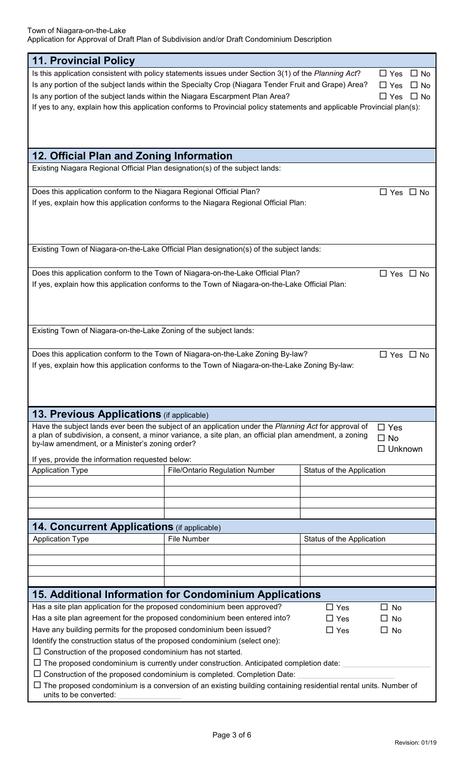## 11. Provincial Policy

Is this application consistent with policy statements issues under Section 3(1) of the *Planning Act*? ☐ Yes ☐ No

Is any portion of the subject lands within the Specialty Crop (Niagara Tender Fruit and Grape) Area? ☐ Yes ☐ No

Is any portion of the subject lands within the Niagara Escarpment Plan Area? ☐ Yes ☐ No

If yes to any, explain how this application conforms to Provincial policy statements and applicable Provincial plan(s):

## 12. Official Plan and Zoning Information

Existing Niagara Regional Official Plan designation(s) of the subject lands:

Does this application conform to the Niagara Regional Official Plan? ☐ Yes ☐ No

If yes, explain how this application conforms to the Niagara Regional Official Plan:

Existing Town of Niagara-on-the-Lake Official Plan designation(s) of the subject lands:

Does this application conform to the Town of Niagara-on-the-Lake Official Plan? ☐ Yes ☐ No

If yes, explain how this application conforms to the Town of Niagara-on-the-Lake Official Plan:

Existing Town of Niagara-on-the-Lake Zoning of the subject lands:

Does this application conform to the Town of Niagara-on-the-Lake Zoning By-law? ☐ Yes ☐ No

If yes, explain how this application conforms to the Town of Niagara-on-the-Lake Zoning By-law:

## 13. Previous Applications (if applicable)

Have the subject lands ever been the subject of an application under the *Planning Act* for approval of a plan of subdivision, a consent, a minor variance, a site plan, an official plan amendment, a zoning by-law amendment, or a Minister's zoning order? ☐ Yes ☐ No ☐ Unknown

If yes, provide the information requested below:

| Application Type | File/Ontario Regulation Number | Status of the Application |
|---|---|---|
| | | |
| | | |
| | | |
| | | |

## 14. Concurrent Applications (if applicable)

| Application Type | File Number | Status of the Application |
|---|---|---|
| | | |
| | | |
| | | |
| | | |

## 15. Additional Information for Condominium Applications

Has a site plan application for the proposed condominium been approved? ☐ Yes ☐ No

Has a site plan agreement for the proposed condominium been entered into? ☐ Yes ☐ No

Have any building permits for the proposed condominium been issued? ☐ Yes ☐ No

Identify the construction status of the proposed condominium (select one):

☐ Construction of the proposed condominium has not started.

☐ The proposed condominium is currently under construction. Anticipated completion date: ______

☐ Construction of the proposed condominium is completed. Completion Date: ______

☐ The proposed condominium is a conversion of an existing building containing residential rental units. Number of units to be converted: ______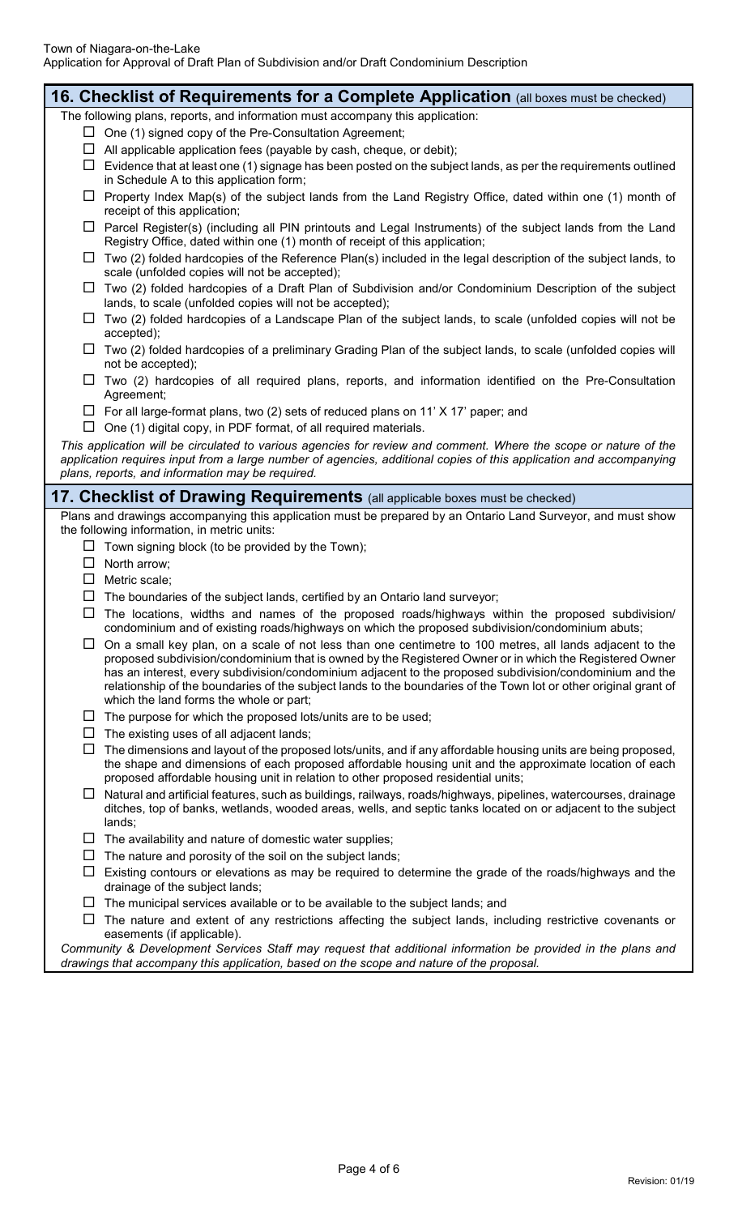## 16. Checklist of Requirements for a Complete Application (all boxes must be checked)

The following plans, reports, and information must accompany this application:

- ☐ One (1) signed copy of the Pre-Consultation Agreement;
- ☐ All applicable application fees (payable by cash, cheque, or debit);
- ☐ Evidence that at least one (1) signage has been posted on the subject lands, as per the requirements outlined in Schedule A to this application form;
- ☐ Property Index Map(s) of the subject lands from the Land Registry Office, dated within one (1) month of receipt of this application;
- ☐ Parcel Register(s) (including all PIN printouts and Legal Instruments) of the subject lands from the Land Registry Office, dated within one (1) month of receipt of this application;
- ☐ Two (2) folded hardcopies of the Reference Plan(s) included in the legal description of the subject lands, to scale (unfolded copies will not be accepted);
- ☐ Two (2) folded hardcopies of a Draft Plan of Subdivision and/or Condominium Description of the subject lands, to scale (unfolded copies will not be accepted);
- ☐ Two (2) folded hardcopies of a Landscape Plan of the subject lands, to scale (unfolded copies will not be accepted);
- ☐ Two (2) folded hardcopies of a preliminary Grading Plan of the subject lands, to scale (unfolded copies will not be accepted);
- ☐ Two (2) hardcopies of all required plans, reports, and information identified on the Pre-Consultation Agreement;
- ☐ For all large-format plans, two (2) sets of reduced plans on 11' X 17' paper; and
- ☐ One (1) digital copy, in PDF format, of all required materials.

*This application will be circulated to various agencies for review and comment. Where the scope or nature of the application requires input from a large number of agencies, additional copies of this application and accompanying plans, reports, and information may be required.*

## 17. Checklist of Drawing Requirements (all applicable boxes must be checked)

Plans and drawings accompanying this application must be prepared by an Ontario Land Surveyor, and must show the following information, in metric units:

- ☐ Town signing block (to be provided by the Town);
- ☐ North arrow;
- ☐ Metric scale;
- ☐ The boundaries of the subject lands, certified by an Ontario land surveyor;
- ☐ The locations, widths and names of the proposed roads/highways within the proposed subdivision/condominium and of existing roads/highways on which the proposed subdivision/condominium abuts;
- ☐ On a small key plan, on a scale of not less than one centimetre to 100 metres, all lands adjacent to the proposed subdivision/condominium that is owned by the Registered Owner or in which the Registered Owner has an interest, every subdivision/condominium adjacent to the proposed subdivision/condominium and the relationship of the boundaries of the subject lands to the boundaries of the Town lot or other original grant of which the land forms the whole or part;
- ☐ The purpose for which the proposed lots/units are to be used;
- ☐ The existing uses of all adjacent lands;
- ☐ The dimensions and layout of the proposed lots/units, and if any affordable housing units are being proposed, the shape and dimensions of each proposed affordable housing unit and the approximate location of each proposed affordable housing unit in relation to other proposed residential units;
- ☐ Natural and artificial features, such as buildings, railways, roads/highways, pipelines, watercourses, drainage ditches, top of banks, wetlands, wooded areas, wells, and septic tanks located on or adjacent to the subject lands;
- ☐ The availability and nature of domestic water supplies;
- ☐ The nature and porosity of the soil on the subject lands;
- ☐ Existing contours or elevations as may be required to determine the grade of the roads/highways and the drainage of the subject lands;
- ☐ The municipal services available or to be available to the subject lands; and
- ☐ The nature and extent of any restrictions affecting the subject lands, including restrictive covenants or easements (if applicable).

*Community & Development Services Staff may request that additional information be provided in the plans and drawings that accompany this application, based on the scope and nature of the proposal.*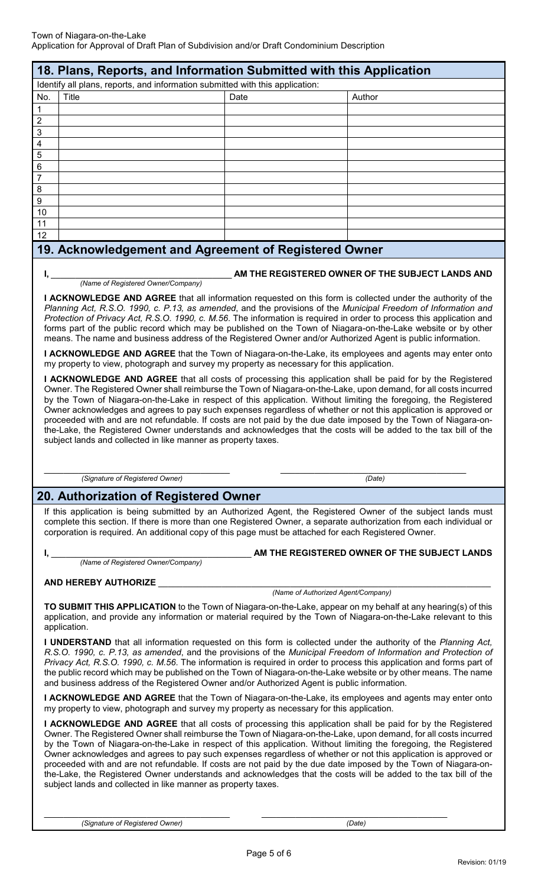## 18. Plans, Reports, and Information Submitted with this Application

Identify all plans, reports, and information submitted with this application:

| No. | Title | Date | Author |
|---|---|---|---|
| 1 | | | |
| 2 | | | |
| 3 | | | |
| 4 | | | |
| 5 | | | |
| 6 | | | |
| 7 | | | |
| 8 | | | |
| 9 | | | |
| 10 | | | |
| 11 | | | |
| 12 | | | |

## 19. Acknowledgement and Agreement of Registered Owner

**I,** ______________________________ **AM THE REGISTERED OWNER OF THE SUBJECT LANDS AND**
*(Name of Registered Owner/Company)*

**I ACKNOWLEDGE AND AGREE** that all information requested on this form is collected under the authority of the *Planning Act, R.S.O. 1990, c. P.13, as amended*, and the provisions of the *Municipal Freedom of Information and Protection of Privacy Act, R.S.O. 1990, c. M.56*. The information is required in order to process this application and forms part of the public record which may be published on the Town of Niagara-on-the-Lake website or by other means. The name and business address of the Registered Owner and/or Authorized Agent is public information.

**I ACKNOWLEDGE AND AGREE** that the Town of Niagara-on-the-Lake, its employees and agents may enter onto my property to view, photograph and survey my property as necessary for this application.

**I ACKNOWLEDGE AND AGREE** that all costs of processing this application shall be paid for by the Registered Owner. The Registered Owner shall reimburse the Town of Niagara-on-the-Lake, upon demand, for all costs incurred by the Town of Niagara-on-the-Lake in respect of this application. Without limiting the foregoing, the Registered Owner acknowledges and agrees to pay such expenses regardless of whether or not this application is approved or proceeded with and are not refundable. If costs are not paid by the due date imposed by the Town of Niagara-on-the-Lake, the Registered Owner understands and acknowledges that the costs will be added to the tax bill of the subject lands and collected in like manner as property taxes.

______________________________ ______________________________
*(Signature of Registered Owner)* *(Date)*

## 20. Authorization of Registered Owner

If this application is being submitted by an Authorized Agent, the Registered Owner of the subject lands must complete this section. If there is more than one Registered Owner, a separate authorization from each individual or corporation is required. An additional copy of this page must be attached for each Registered Owner.

**I,** ______________________________ **AM THE REGISTERED OWNER OF THE SUBJECT LANDS**
*(Name of Registered Owner/Company)*

**AND HEREBY AUTHORIZE** ______________________________
*(Name of Authorized Agent/Company)*

**TO SUBMIT THIS APPLICATION** to the Town of Niagara-on-the-Lake, appear on my behalf at any hearing(s) of this application, and provide any information or material required by the Town of Niagara-on-the-Lake relevant to this application.

**I UNDERSTAND** that all information requested on this form is collected under the authority of the *Planning Act, R.S.O. 1990, c. P.13, as amended*, and the provisions of the *Municipal Freedom of Information and Protection of Privacy Act, R.S.O. 1990, c. M.56*. The information is required in order to process this application and forms part of the public record which may be published on the Town of Niagara-on-the-Lake website or by other means. The name and business address of the Registered Owner and/or Authorized Agent is public information.

**I ACKNOWLEDGE AND AGREE** that the Town of Niagara-on-the-Lake, its employees and agents may enter onto my property to view, photograph and survey my property as necessary for this application.

**I ACKNOWLEDGE AND AGREE** that all costs of processing this application shall be paid for by the Registered Owner. The Registered Owner shall reimburse the Town of Niagara-on-the-Lake, upon demand, for all costs incurred by the Town of Niagara-on-the-Lake in respect of this application. Without limiting the foregoing, the Registered Owner acknowledges and agrees to pay such expenses regardless of whether or not this application is approved or proceeded with and are not refundable. If costs are not paid by the due date imposed by the Town of Niagara-on-the-Lake, the Registered Owner understands and acknowledges that the costs will be added to the tax bill of the subject lands and collected in like manner as property taxes.

______________________________ ______________________________
*(Signature of Registered Owner)* *(Date)*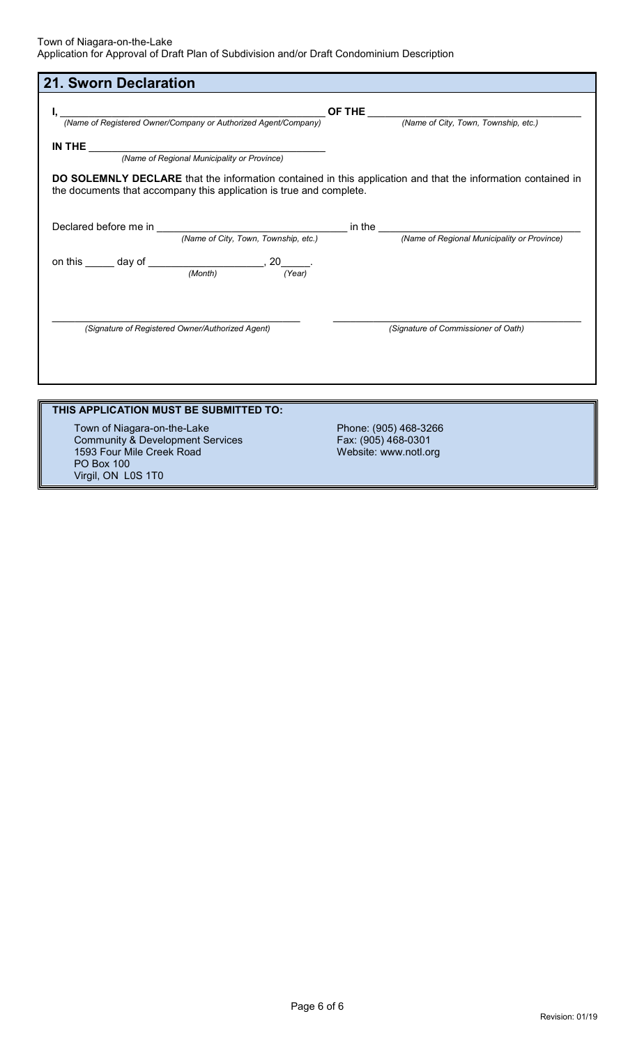## 21. Sworn Declaration

I, ________________________________ OF THE ________________________________
*(Name of Registered Owner/Company or Authorized Agent/Company)* *(Name of City, Town, Township, etc.)*

IN THE ________________________________
*(Name of Regional Municipality or Province)*

**DO SOLEMNLY DECLARE** that the information contained in this application and that the information contained in the documents that accompany this application is true and complete.

Declared before me in ________________________________ in the ________________________________
*(Name of City, Town, Township, etc.)* *(Name of Regional Municipality or Province)*

on this _____ day of ____________________, 20_____.
*(Month)* *(Year)*

________________________________ ________________________________
*(Signature of Registered Owner/Authorized Agent)* *(Signature of Commissioner of Oath)*

**THIS APPLICATION MUST BE SUBMITTED TO:**

Town of Niagara-on-the-Lake
Community & Development Services
1593 Four Mile Creek Road
PO Box 100
Virgil, ON L0S 1T0

Phone: (905) 468-3266
Fax: (905) 468-0301
Website: www.notl.org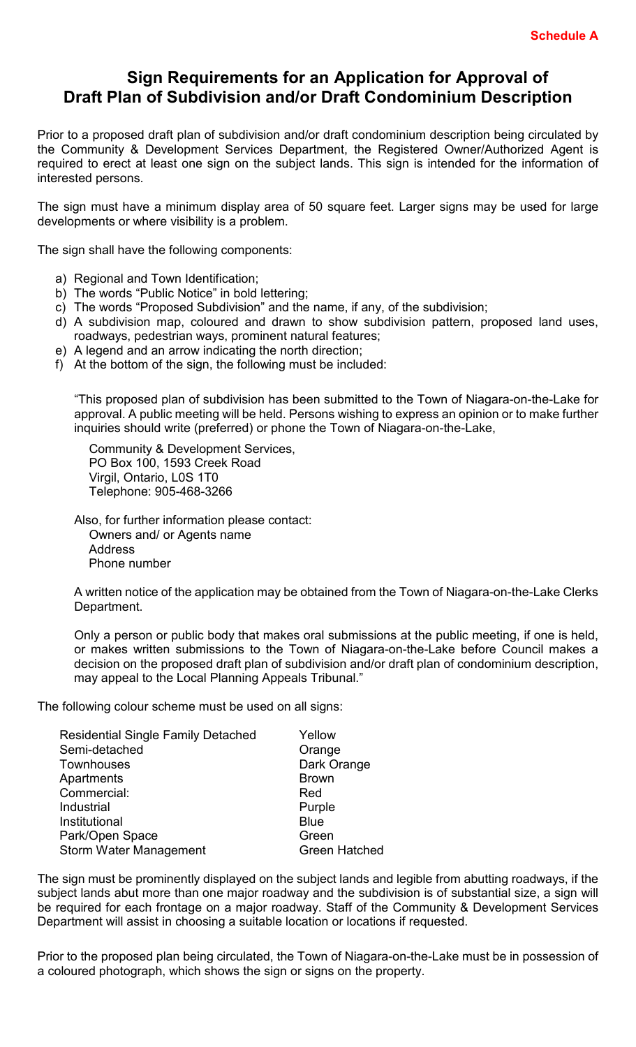**Schedule A**

# Sign Requirements for an Application for Approval of Draft Plan of Subdivision and/or Draft Condominium Description

Prior to a proposed draft plan of subdivision and/or draft condominium description being circulated by the Community & Development Services Department, the Registered Owner/Authorized Agent is required to erect at least one sign on the subject lands. This sign is intended for the information of interested persons.

The sign must have a minimum display area of 50 square feet. Larger signs may be used for large developments or where visibility is a problem.

The sign shall have the following components:

a) Regional and Town Identification;
b) The words "Public Notice" in bold lettering;
c) The words "Proposed Subdivision" and the name, if any, of the subdivision;
d) A subdivision map, coloured and drawn to show subdivision pattern, proposed land uses, roadways, pedestrian ways, prominent natural features;
e) A legend and an arrow indicating the north direction;
f) At the bottom of the sign, the following must be included:

"This proposed plan of subdivision has been submitted to the Town of Niagara-on-the-Lake for approval. A public meeting will be held. Persons wishing to express an opinion or to make further inquiries should write (preferred) or phone the Town of Niagara-on-the-Lake,

Community & Development Services,
PO Box 100, 1593 Creek Road
Virgil, Ontario, L0S 1T0
Telephone: 905-468-3266

Also, for further information please contact:
Owners and/ or Agents name
Address
Phone number

A written notice of the application may be obtained from the Town of Niagara-on-the-Lake Clerks Department.

Only a person or public body that makes oral submissions at the public meeting, if one is held, or makes written submissions to the Town of Niagara-on-the-Lake before Council makes a decision on the proposed draft plan of subdivision and/or draft plan of condominium description, may appeal to the Local Planning Appeals Tribunal."

The following colour scheme must be used on all signs:

| | |
|---|---|
| Residential Single Family Detached | Yellow |
| Semi-detached | Orange |
| Townhouses | Dark Orange |
| Apartments | Brown |
| Commercial: | Red |
| Industrial | Purple |
| Institutional | Blue |
| Park/Open Space | Green |
| Storm Water Management | Green Hatched |

The sign must be prominently displayed on the subject lands and legible from abutting roadways, if the subject lands abut more than one major roadway and the subdivision is of substantial size, a sign will be required for each frontage on a major roadway. Staff of the Community & Development Services Department will assist in choosing a suitable location or locations if requested.

Prior to the proposed plan being circulated, the Town of Niagara-on-the-Lake must be in possession of a coloured photograph, which shows the sign or signs on the property.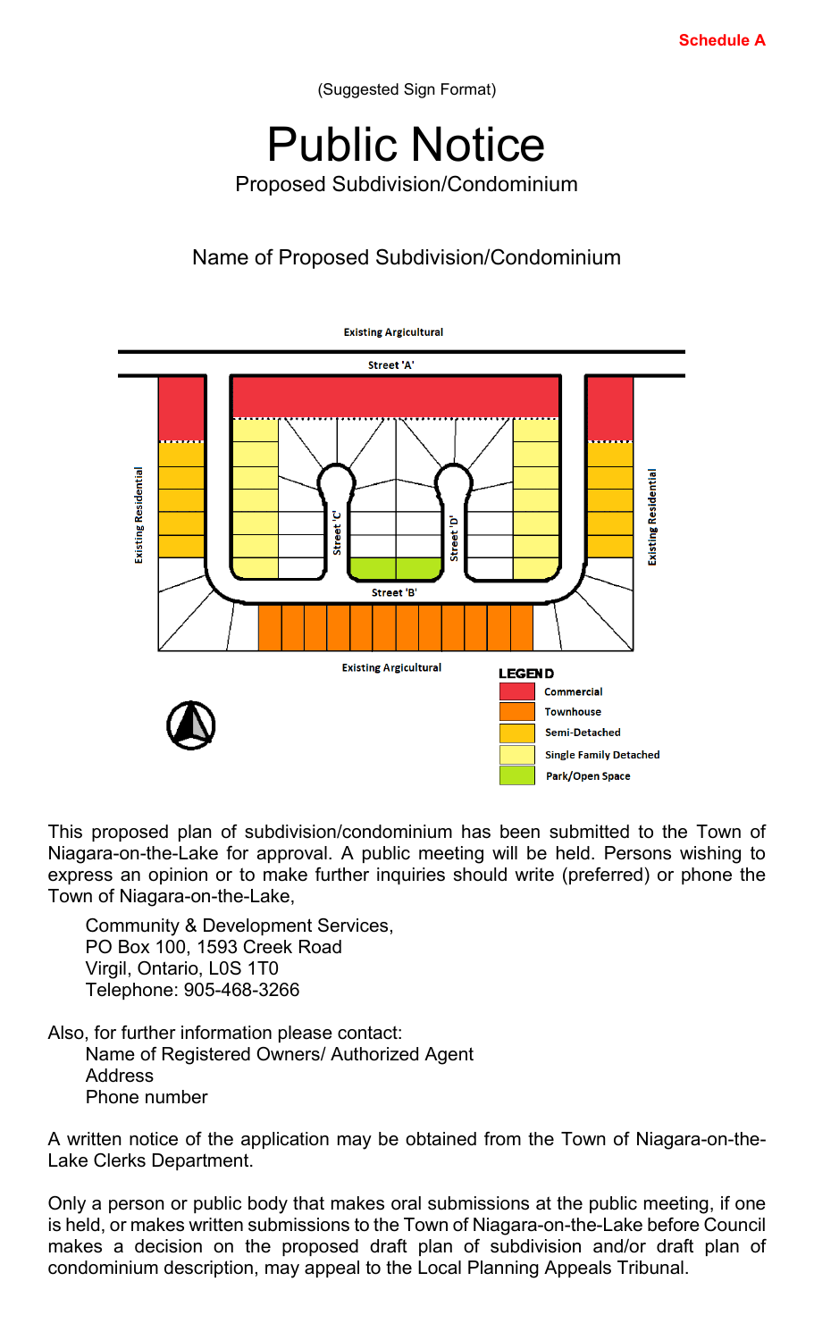Schedule A

(Suggested Sign Format)

# Public Notice

Proposed Subdivision/Condominium

## Name of Proposed Subdivision/Condominium

Existing Argicultural

Street 'A'

Existing Residential

Street 'C'

Street 'D'

Existing Residential

Street 'B'

Existing Argicultural

LEGEND

Commercial

Townhouse

Semi-Detached

Single Family Detached

Park/Open Space

This proposed plan of subdivision/condominium has been submitted to the Town of Niagara-on-the-Lake for approval. A public meeting will be held. Persons wishing to express an opinion or to make further inquiries should write (preferred) or phone the Town of Niagara-on-the-Lake,

Community & Development Services,
PO Box 100, 1593 Creek Road
Virgil, Ontario, L0S 1T0
Telephone: 905-468-3266

Also, for further information please contact:
Name of Registered Owners/ Authorized Agent
Address
Phone number

A written notice of the application may be obtained from the Town of Niagara-on-the-Lake Clerks Department.

Only a person or public body that makes oral submissions at the public meeting, if one is held, or makes written submissions to the Town of Niagara-on-the-Lake before Council makes a decision on the proposed draft plan of subdivision and/or draft plan of condominium description, may appeal to the Local Planning Appeals Tribunal.